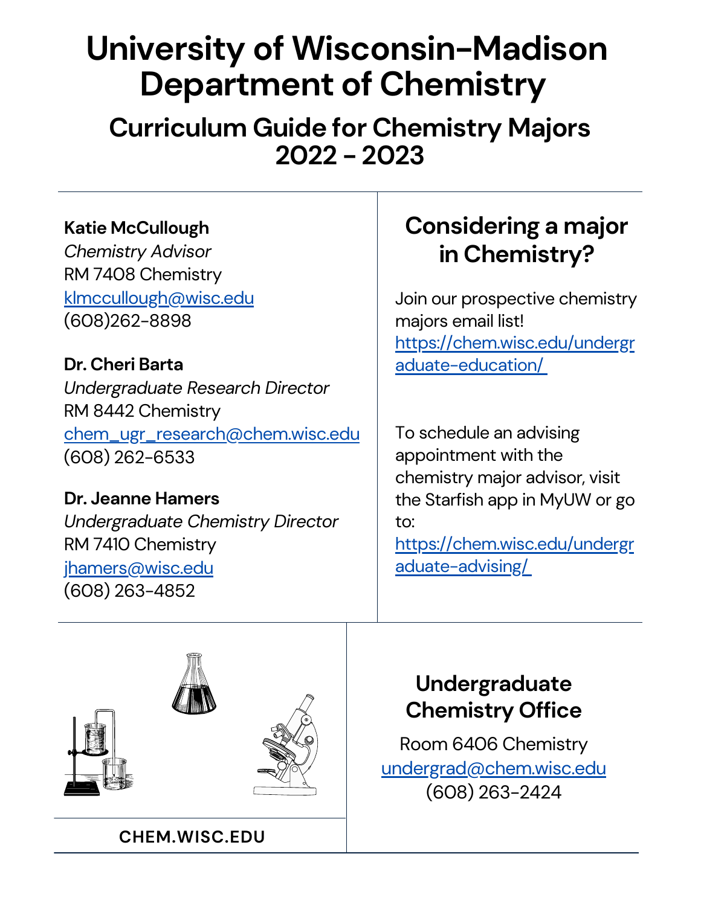# University of Wisconsin-Madison Department of Chemistry

## Curriculum Guide for Chemistry Majors 2022 - 2023

**Katie McCullough**
*Chemistry Advisor*
RM 7408 Chemistry
klmccullough@wisc.edu
(608)262-8898

**Dr. Cheri Barta**
*Undergraduate Research Director*
RM 8442 Chemistry
chem_ugr_research@chem.wisc.edu
(608) 262-6533

**Dr. Jeanne Hamers**
*Undergraduate Chemistry Director*
RM 7410 Chemistry
jhamers@wisc.edu
(608) 263-4852

## Considering a major in Chemistry?

Join our prospective chemistry majors email list!
https://chem.wisc.edu/undergraduate-education/

To schedule an advising appointment with the chemistry major advisor, visit the Starfish app in MyUW or go to:
https://chem.wisc.edu/undergraduate-advising/

## Undergraduate Chemistry Office

Room 6406 Chemistry
undergrad@chem.wisc.edu
(608) 263-2424

**CHEM.WISC.EDU**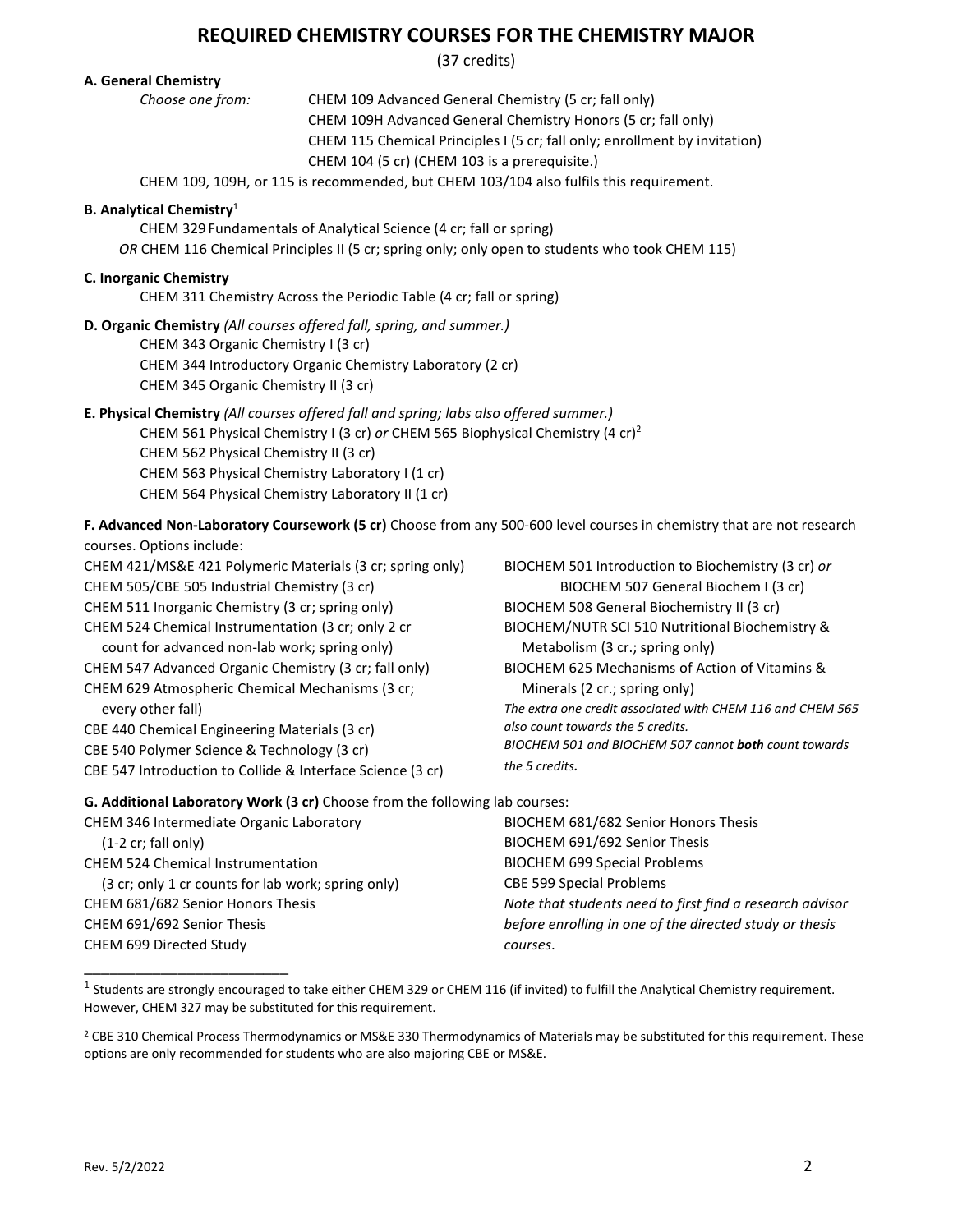# REQUIRED CHEMISTRY COURSES FOR THE CHEMISTRY MAJOR

(37 credits)

**A. General Chemistry**

*Choose one from:*

- CHEM 109 Advanced General Chemistry (5 cr; fall only)
- CHEM 109H Advanced General Chemistry Honors (5 cr; fall only)
- CHEM 115 Chemical Principles I (5 cr; fall only; enrollment by invitation)
- CHEM 104 (5 cr) (CHEM 103 is a prerequisite.)

CHEM 109, 109H, or 115 is recommended, but CHEM 103/104 also fulfils this requirement.

**B. Analytical Chemistry**[1]

CHEM 329 Fundamentals of Analytical Science (4 cr; fall or spring)

*OR* CHEM 116 Chemical Principles II (5 cr; spring only; only open to students who took CHEM 115)

**C. Inorganic Chemistry**

CHEM 311 Chemistry Across the Periodic Table (4 cr; fall or spring)

**D. Organic Chemistry** *(All courses offered fall, spring, and summer.)*

- CHEM 343 Organic Chemistry I (3 cr)
- CHEM 344 Introductory Organic Chemistry Laboratory (2 cr)
- CHEM 345 Organic Chemistry II (3 cr)

**E. Physical Chemistry** *(All courses offered fall and spring; labs also offered summer.)*

- CHEM 561 Physical Chemistry I (3 cr) *or* CHEM 565 Biophysical Chemistry (4 cr)[2]
- CHEM 562 Physical Chemistry II (3 cr)
- CHEM 563 Physical Chemistry Laboratory I (1 cr)
- CHEM 564 Physical Chemistry Laboratory II (1 cr)

**F. Advanced Non-Laboratory Coursework (5 cr)** Choose from any 500-600 level courses in chemistry that are not research courses. Options include:

- CHEM 421/MS&E 421 Polymeric Materials (3 cr; spring only)
- CHEM 505/CBE 505 Industrial Chemistry (3 cr)
- CHEM 511 Inorganic Chemistry (3 cr; spring only)
- CHEM 524 Chemical Instrumentation (3 cr; only 2 cr count for advanced non-lab work; spring only)
- CHEM 547 Advanced Organic Chemistry (3 cr; fall only)
- CHEM 629 Atmospheric Chemical Mechanisms (3 cr; every other fall)
- CBE 440 Chemical Engineering Materials (3 cr)
- CBE 540 Polymer Science & Technology (3 cr)
- CBE 547 Introduction to Collide & Interface Science (3 cr)
- BIOCHEM 501 Introduction to Biochemistry (3 cr) *or* BIOCHEM 507 General Biochem I (3 cr)
- BIOCHEM 508 General Biochemistry II (3 cr)
- BIOCHEM/NUTR SCI 510 Nutritional Biochemistry & Metabolism (3 cr.; spring only)
- BIOCHEM 625 Mechanisms of Action of Vitamins & Minerals (2 cr.; spring only)

*The extra one credit associated with CHEM 116 and CHEM 565 also count towards the 5 credits.*

*BIOCHEM 501 and BIOCHEM 507 cannot **both** count towards the 5 credits.*

**G. Additional Laboratory Work (3 cr)** Choose from the following lab courses:

- CHEM 346 Intermediate Organic Laboratory (1-2 cr; fall only)
- CHEM 524 Chemical Instrumentation (3 cr; only 1 cr counts for lab work; spring only)
- CHEM 681/682 Senior Honors Thesis
- CHEM 691/692 Senior Thesis
- CHEM 699 Directed Study
- BIOCHEM 681/682 Senior Honors Thesis
- BIOCHEM 691/692 Senior Thesis
- BIOCHEM 699 Special Problems
- CBE 599 Special Problems

*Note that students need to first find a research advisor before enrolling in one of the directed study or thesis courses*.

---

[1] Students are strongly encouraged to take either CHEM 329 or CHEM 116 (if invited) to fulfill the Analytical Chemistry requirement. However, CHEM 327 may be substituted for this requirement.

[2] CBE 310 Chemical Process Thermodynamics or MS&E 330 Thermodynamics of Materials may be substituted for this requirement. These options are only recommended for students who are also majoring CBE or MS&E.

Rev. 5/2/2022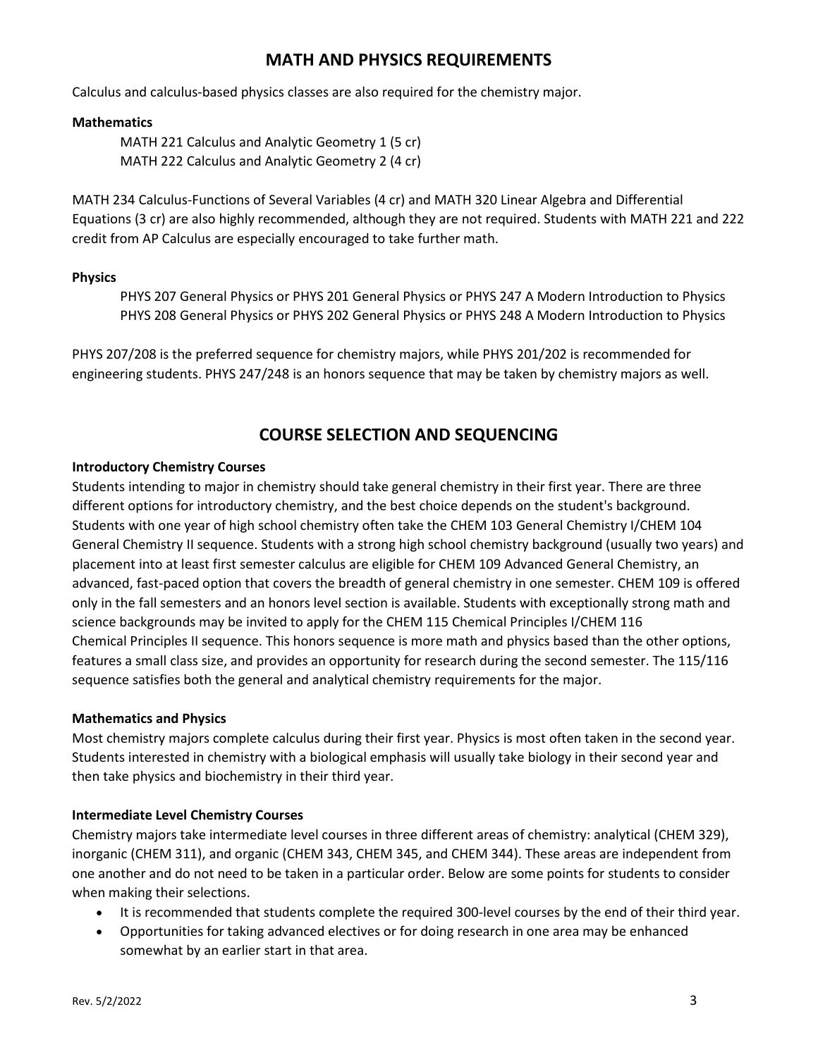## MATH AND PHYSICS REQUIREMENTS

Calculus and calculus-based physics classes are also required for the chemistry major.

**Mathematics**

MATH 221 Calculus and Analytic Geometry 1 (5 cr)
MATH 222 Calculus and Analytic Geometry 2 (4 cr)

MATH 234 Calculus-Functions of Several Variables (4 cr) and MATH 320 Linear Algebra and Differential Equations (3 cr) are also highly recommended, although they are not required. Students with MATH 221 and 222 credit from AP Calculus are especially encouraged to take further math.

**Physics**

PHYS 207 General Physics or PHYS 201 General Physics or PHYS 247 A Modern Introduction to Physics
PHYS 208 General Physics or PHYS 202 General Physics or PHYS 248 A Modern Introduction to Physics

PHYS 207/208 is the preferred sequence for chemistry majors, while PHYS 201/202 is recommended for engineering students. PHYS 247/248 is an honors sequence that may be taken by chemistry majors as well.

## COURSE SELECTION AND SEQUENCING

**Introductory Chemistry Courses**

Students intending to major in chemistry should take general chemistry in their first year. There are three different options for introductory chemistry, and the best choice depends on the student's background. Students with one year of high school chemistry often take the CHEM 103 General Chemistry I/CHEM 104 General Chemistry II sequence. Students with a strong high school chemistry background (usually two years) and placement into at least first semester calculus are eligible for CHEM 109 Advanced General Chemistry, an advanced, fast-paced option that covers the breadth of general chemistry in one semester. CHEM 109 is offered only in the fall semesters and an honors level section is available. Students with exceptionally strong math and science backgrounds may be invited to apply for the CHEM 115 Chemical Principles I/CHEM 116 Chemical Principles II sequence. This honors sequence is more math and physics based than the other options, features a small class size, and provides an opportunity for research during the second semester. The 115/116 sequence satisfies both the general and analytical chemistry requirements for the major.

**Mathematics and Physics**

Most chemistry majors complete calculus during their first year. Physics is most often taken in the second year. Students interested in chemistry with a biological emphasis will usually take biology in their second year and then take physics and biochemistry in their third year.

**Intermediate Level Chemistry Courses**

Chemistry majors take intermediate level courses in three different areas of chemistry: analytical (CHEM 329), inorganic (CHEM 311), and organic (CHEM 343, CHEM 345, and CHEM 344). These areas are independent from one another and do not need to be taken in a particular order. Below are some points for students to consider when making their selections.

- It is recommended that students complete the required 300-level courses by the end of their third year.
- Opportunities for taking advanced electives or for doing research in one area may be enhanced somewhat by an earlier start in that area.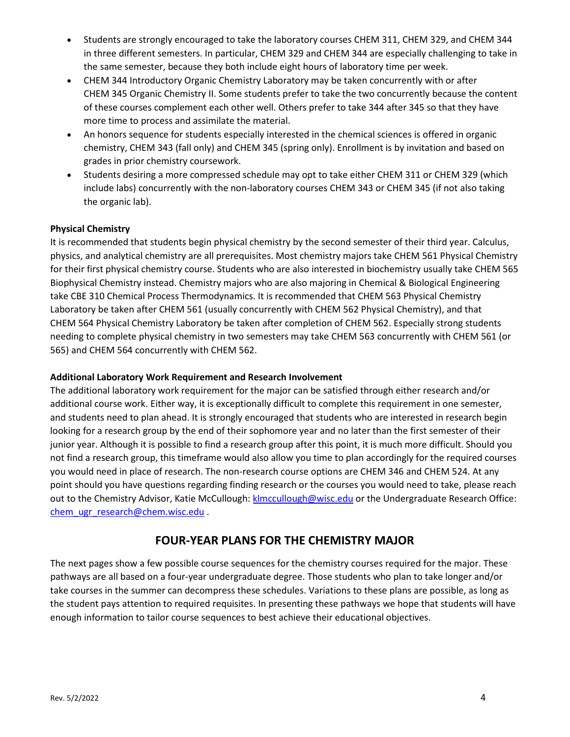- Students are strongly encouraged to take the laboratory courses CHEM 311, CHEM 329, and CHEM 344 in three different semesters. In particular, CHEM 329 and CHEM 344 are especially challenging to take in the same semester, because they both include eight hours of laboratory time per week.
- CHEM 344 Introductory Organic Chemistry Laboratory may be taken concurrently with or after CHEM 345 Organic Chemistry II. Some students prefer to take the two concurrently because the content of these courses complement each other well. Others prefer to take 344 after 345 so that they have more time to process and assimilate the material.
- An honors sequence for students especially interested in the chemical sciences is offered in organic chemistry, CHEM 343 (fall only) and CHEM 345 (spring only). Enrollment is by invitation and based on grades in prior chemistry coursework.
- Students desiring a more compressed schedule may opt to take either CHEM 311 or CHEM 329 (which include labs) concurrently with the non-laboratory courses CHEM 343 or CHEM 345 (if not also taking the organic lab).

**Physical Chemistry**

It is recommended that students begin physical chemistry by the second semester of their third year. Calculus, physics, and analytical chemistry are all prerequisites. Most chemistry majors take CHEM 561 Physical Chemistry for their first physical chemistry course. Students who are also interested in biochemistry usually take CHEM 565 Biophysical Chemistry instead. Chemistry majors who are also majoring in Chemical & Biological Engineering take CBE 310 Chemical Process Thermodynamics. It is recommended that CHEM 563 Physical Chemistry Laboratory be taken after CHEM 561 (usually concurrently with CHEM 562 Physical Chemistry), and that CHEM 564 Physical Chemistry Laboratory be taken after completion of CHEM 562. Especially strong students needing to complete physical chemistry in two semesters may take CHEM 563 concurrently with CHEM 561 (or 565) and CHEM 564 concurrently with CHEM 562.

**Additional Laboratory Work Requirement and Research Involvement**

The additional laboratory work requirement for the major can be satisfied through either research and/or additional course work. Either way, it is exceptionally difficult to complete this requirement in one semester, and students need to plan ahead. It is strongly encouraged that students who are interested in research begin looking for a research group by the end of their sophomore year and no later than the first semester of their junior year. Although it is possible to find a research group after this point, it is much more difficult. Should you not find a research group, this timeframe would also allow you time to plan accordingly for the required courses you would need in place of research. The non-research course options are CHEM 346 and CHEM 524. At any point should you have questions regarding finding research or the courses you would need to take, please reach out to the Chemistry Advisor, Katie McCullough: klmccullough@wisc.edu or the Undergraduate Research Office: chem_ugr_research@chem.wisc.edu .

## FOUR-YEAR PLANS FOR THE CHEMISTRY MAJOR

The next pages show a few possible course sequences for the chemistry courses required for the major. These pathways are all based on a four-year undergraduate degree. Those students who plan to take longer and/or take courses in the summer can decompress these schedules. Variations to these plans are possible, as long as the student pays attention to required requisites. In presenting these pathways we hope that students will have enough information to tailor course sequences to best achieve their educational objectives.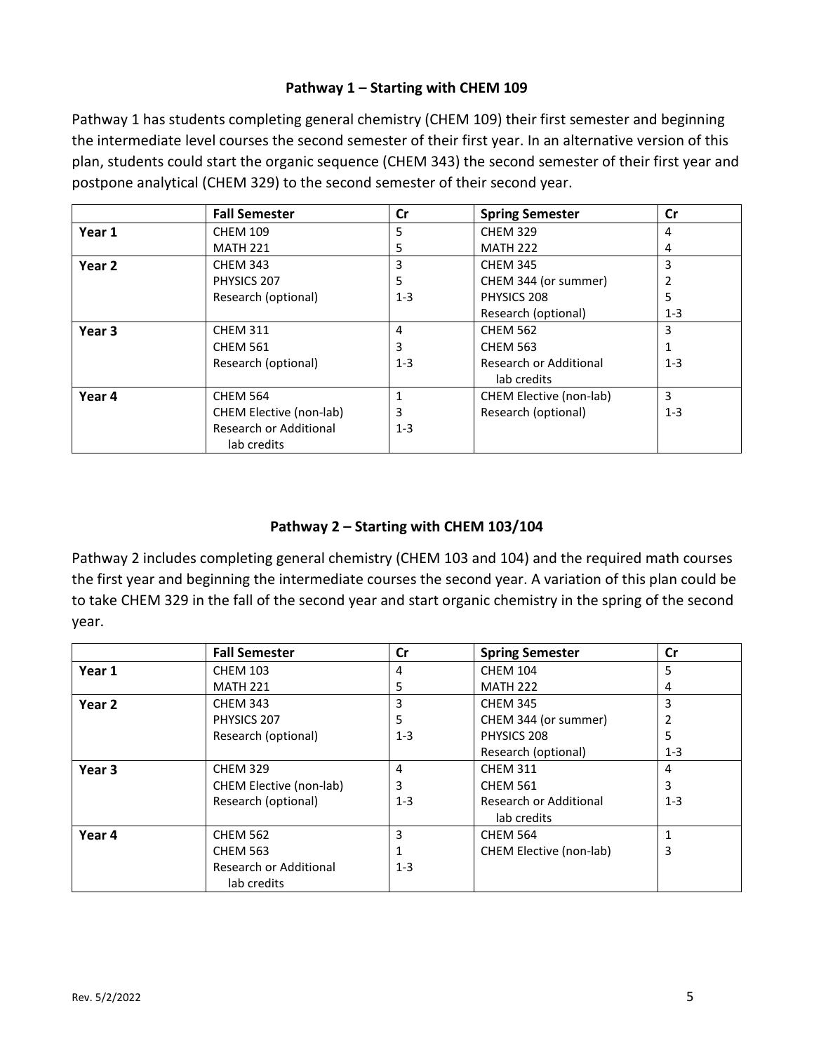### Pathway 1 – Starting with CHEM 109

Pathway 1 has students completing general chemistry (CHEM 109) their first semester and beginning the intermediate level courses the second semester of their first year. In an alternative version of this plan, students could start the organic sequence (CHEM 343) the second semester of their first year and postpone analytical (CHEM 329) to the second semester of their second year.

| | Fall Semester | Cr | Spring Semester | Cr |
|---|---|---|---|---|
| **Year 1** | CHEM 109<br>MATH 221 | 5<br>5 | CHEM 329<br>MATH 222 | 4<br>4 |
| **Year 2** | CHEM 343<br>PHYSICS 207<br>Research (optional) | 3<br>5<br>1-3 | CHEM 345<br>CHEM 344 (or summer)<br>PHYSICS 208<br>Research (optional) | 3<br>2<br>5<br>1-3 |
| **Year 3** | CHEM 311<br>CHEM 561<br>Research (optional) | 4<br>3<br>1-3 | CHEM 562<br>CHEM 563<br>Research or Additional lab credits | 3<br>1<br>1-3 |
| **Year 4** | CHEM 564<br>CHEM Elective (non-lab)<br>Research or Additional lab credits | 1<br>3<br>1-3 | CHEM Elective (non-lab)<br>Research (optional) | 3<br>1-3 |

### Pathway 2 – Starting with CHEM 103/104

Pathway 2 includes completing general chemistry (CHEM 103 and 104) and the required math courses the first year and beginning the intermediate courses the second year. A variation of this plan could be to take CHEM 329 in the fall of the second year and start organic chemistry in the spring of the second year.

| | Fall Semester | Cr | Spring Semester | Cr |
|---|---|---|---|---|
| **Year 1** | CHEM 103<br>MATH 221 | 4<br>5 | CHEM 104<br>MATH 222 | 5<br>4 |
| **Year 2** | CHEM 343<br>PHYSICS 207<br>Research (optional) | 3<br>5<br>1-3 | CHEM 345<br>CHEM 344 (or summer)<br>PHYSICS 208<br>Research (optional) | 3<br>2<br>5<br>1-3 |
| **Year 3** | CHEM 329<br>CHEM Elective (non-lab)<br>Research (optional) | 4<br>3<br>1-3 | CHEM 311<br>CHEM 561<br>Research or Additional lab credits | 4<br>3<br>1-3 |
| **Year 4** | CHEM 562<br>CHEM 563<br>Research or Additional lab credits | 3<br>1<br>1-3 | CHEM 564<br>CHEM Elective (non-lab) | 1<br>3 |

Rev. 5/2/2022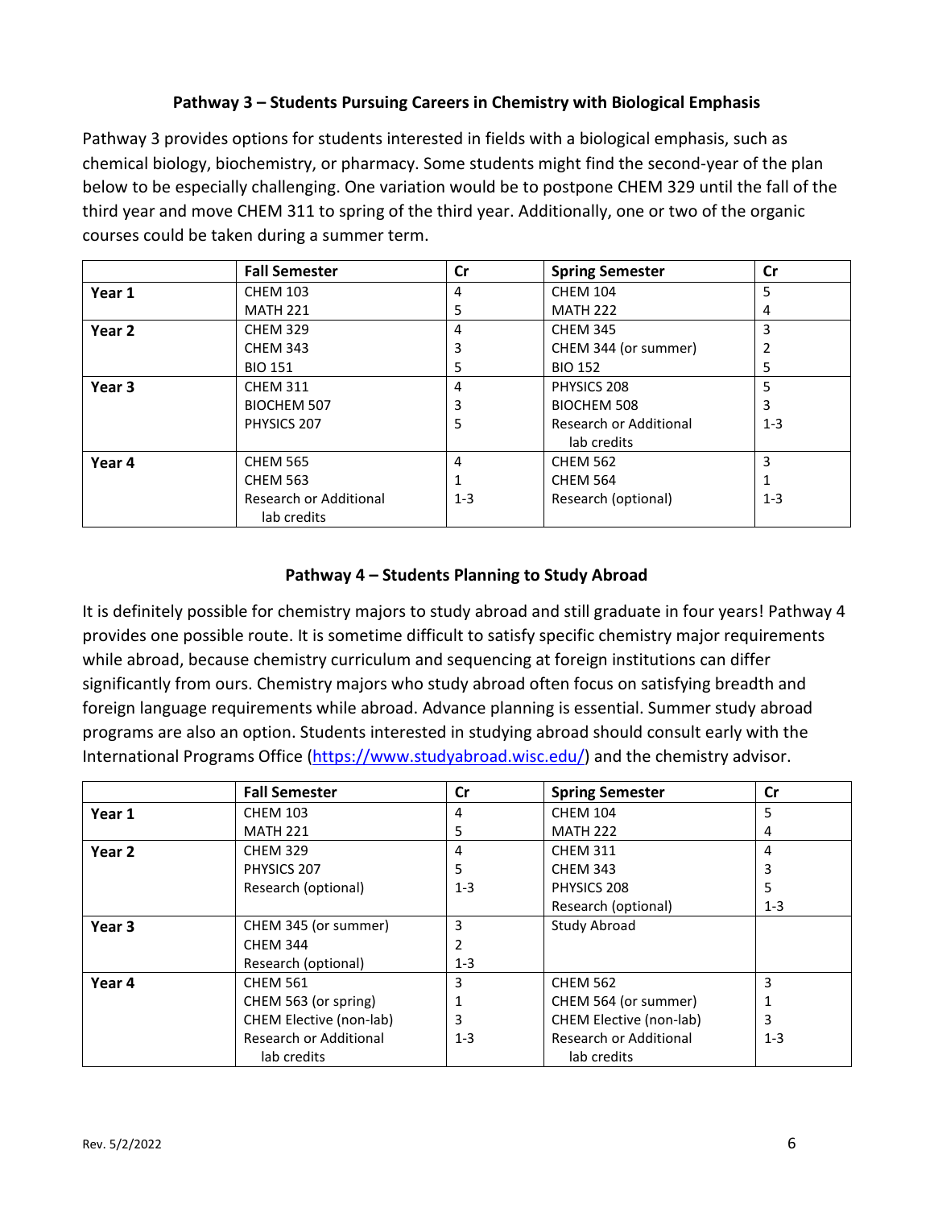## Pathway 3 – Students Pursuing Careers in Chemistry with Biological Emphasis

Pathway 3 provides options for students interested in fields with a biological emphasis, such as chemical biology, biochemistry, or pharmacy. Some students might find the second-year of the plan below to be especially challenging. One variation would be to postpone CHEM 329 until the fall of the third year and move CHEM 311 to spring of the third year. Additionally, one or two of the organic courses could be taken during a summer term.

| | Fall Semester | Cr | Spring Semester | Cr |
|---|---|---|---|---|
| **Year 1** | CHEM 103<br>MATH 221 | 4<br>5 | CHEM 104<br>MATH 222 | 5<br>4 |
| **Year 2** | CHEM 329<br>CHEM 343<br>BIO 151 | 4<br>3<br>5 | CHEM 345<br>CHEM 344 (or summer)<br>BIO 152 | 3<br>2<br>5 |
| **Year 3** | CHEM 311<br>BIOCHEM 507<br>PHYSICS 207 | 4<br>3<br>5 | PHYSICS 208<br>BIOCHEM 508<br>Research or Additional lab credits | 5<br>3<br>1-3 |
| **Year 4** | CHEM 565<br>CHEM 563<br>Research or Additional lab credits | 4<br>1<br>1-3 | CHEM 562<br>CHEM 564<br>Research (optional) | 3<br>1<br>1-3 |

## Pathway 4 – Students Planning to Study Abroad

It is definitely possible for chemistry majors to study abroad and still graduate in four years! Pathway 4 provides one possible route. It is sometime difficult to satisfy specific chemistry major requirements while abroad, because chemistry curriculum and sequencing at foreign institutions can differ significantly from ours. Chemistry majors who study abroad often focus on satisfying breadth and foreign language requirements while abroad. Advance planning is essential. Summer study abroad programs are also an option. Students interested in studying abroad should consult early with the International Programs Office (https://www.studyabroad.wisc.edu/) and the chemistry advisor.

| | Fall Semester | Cr | Spring Semester | Cr |
|---|---|---|---|---|
| **Year 1** | CHEM 103<br>MATH 221 | 4<br>5 | CHEM 104<br>MATH 222 | 5<br>4 |
| **Year 2** | CHEM 329<br>PHYSICS 207<br>Research (optional) | 4<br>5<br>1-3 | CHEM 311<br>CHEM 343<br>PHYSICS 208<br>Research (optional) | 4<br>3<br>5<br>1-3 |
| **Year 3** | CHEM 345 (or summer)<br>CHEM 344<br>Research (optional) | 3<br>2<br>1-3 | Study Abroad | |
| **Year 4** | CHEM 561<br>CHEM 563 (or spring)<br>CHEM Elective (non-lab)<br>Research or Additional lab credits | 3<br>1<br>3<br>1-3 | CHEM 562<br>CHEM 564 (or summer)<br>CHEM Elective (non-lab)<br>Research or Additional lab credits | 3<br>1<br>3<br>1-3 |

Rev. 5/2/2022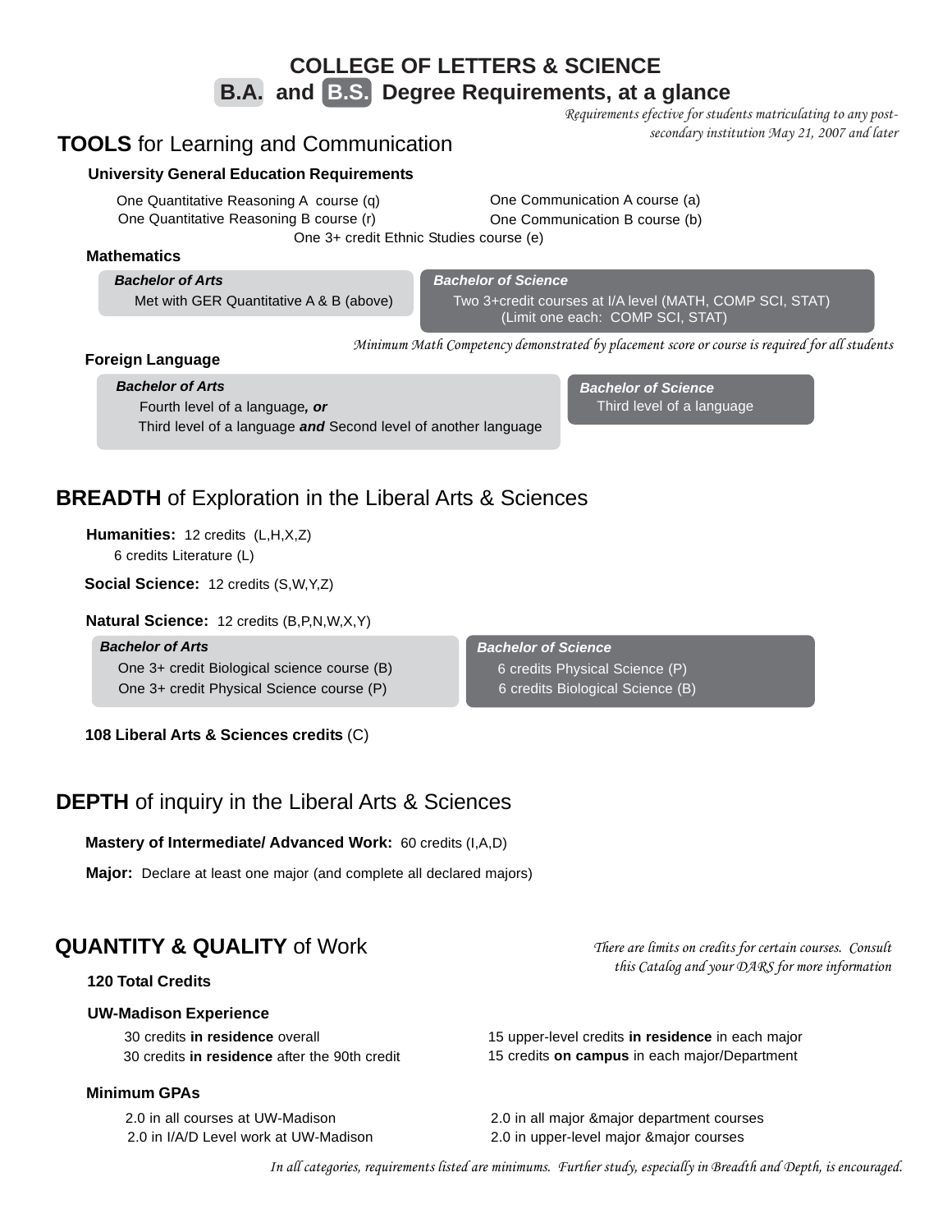# COLLEGE OF LETTERS & SCIENCE

## B.A. and B.S. Degree Requirements, at a glance

*Requirements efective for students matriculating to any post-secondary institution May 21, 2007 and later*

## TOOLS for Learning and Communication

### University General Education Requirements

One Quantitative Reasoning A course (q)
One Quantitative Reasoning B course (r)
One Communication A course (a)
One Communication B course (b)
One 3+ credit Ethnic Studies course (e)

### Mathematics

| Bachelor of Arts | Bachelor of Science |
|---|---|
| Met with GER Quantitative A & B (above) | Two 3+credit courses at I/A level (MATH, COMP SCI, STAT) (Limit one each: COMP SCI, STAT) |

*Minimum Math Competency demonstrated by placement score or course is required for all students*

### Foreign Language

| Bachelor of Arts | Bachelor of Science |
|---|---|
| Fourth level of a language***, or*** Third level of a language ***and*** Second level of another language | Third level of a language |

## BREADTH of Exploration in the Liberal Arts & Sciences

**Humanities:** 12 credits (L,H,X,Z)
6 credits Literature (L)

**Social Science:** 12 credits (S,W,Y,Z)

**Natural Science:** 12 credits (B,P,N,W,X,Y)

| Bachelor of Arts | Bachelor of Science |
|---|---|
| One 3+ credit Biological science course (B) | 6 credits Physical Science (P) |
| One 3+ credit Physical Science course (P) | 6 credits Biological Science (B) |

**108 Liberal Arts & Sciences credits** (C)

## DEPTH of inquiry in the Liberal Arts & Sciences

**Mastery of Intermediate/ Advanced Work:** 60 credits (I,A,D)

**Major:** Declare at least one major (and complete all declared majors)

## QUANTITY & QUALITY of Work

*There are limits on credits for certain courses. Consult this Catalog and your DARS for more information*

### 120 Total Credits

### UW-Madison Experience

30 credits **in residence** overall
30 credits **in residence** after the 90th credit
15 upper-level credits **in residence** in each major
15 credits **on campus** in each major/Department

### Minimum GPAs

2.0 in all courses at UW-Madison
2.0 in I/A/D Level work at UW-Madison
2.0 in all major &major department courses
2.0 in upper-level major &major courses

*In all categories, requirements listed are minimums. Further study, especially in Breadth and Depth, is encouraged.*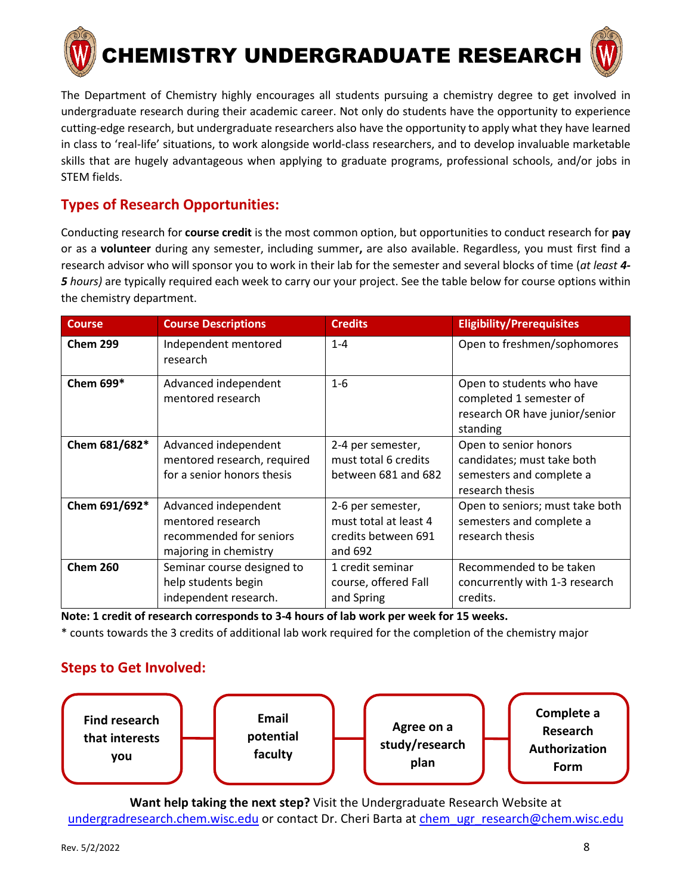# CHEMISTRY UNDERGRADUATE RESEARCH

The Department of Chemistry highly encourages all students pursuing a chemistry degree to get involved in undergraduate research during their academic career. Not only do students have the opportunity to experience cutting-edge research, but undergraduate researchers also have the opportunity to apply what they have learned in class to 'real-life' situations, to work alongside world-class researchers, and to develop invaluable marketable skills that are hugely advantageous when applying to graduate programs, professional schools, and/or jobs in STEM fields.

## Types of Research Opportunities:

Conducting research for **course credit** is the most common option, but opportunities to conduct research for **pay** or as a **volunteer** during any semester, including summer**,** are also available. Regardless, you must first find a research advisor who will sponsor you to work in their lab for the semester and several blocks of time (*at least **4-5** hours)* are typically required each week to carry our your project. See the table below for course options within the chemistry department.

| Course | Course Descriptions | Credits | Eligibility/Prerequisites |
|---|---|---|---|
| **Chem 299** | Independent mentored research | 1-4 | Open to freshmen/sophomores |
| **Chem 699*** | Advanced independent mentored research | 1-6 | Open to students who have completed 1 semester of research OR have junior/senior standing |
| **Chem 681/682*** | Advanced independent mentored research, required for a senior honors thesis | 2-4 per semester, must total 6 credits between 681 and 682 | Open to senior honors candidates; must take both semesters and complete a research thesis |
| **Chem 691/692*** | Advanced independent mentored research recommended for seniors majoring in chemistry | 2-6 per semester, must total at least 4 credits between 691 and 692 | Open to seniors; must take both semesters and complete a research thesis |
| **Chem 260** | Seminar course designed to help students begin independent research. | 1 credit seminar course, offered Fall and Spring | Recommended to be taken concurrently with 1-3 research credits. |

**Note: 1 credit of research corresponds to 3-4 hours of lab work per week for 15 weeks.**

* counts towards the 3 credits of additional lab work required for the completion of the chemistry major

## Steps to Get Involved:

**Find research that interests you** → **Email potential faculty** → **Agree on a study/research plan** → **Complete a Research Authorization Form**

**Want help taking the next step?** Visit the Undergraduate Research Website at undergradresearch.chem.wisc.edu or contact Dr. Cheri Barta at chem_ugr_research@chem.wisc.edu

Rev. 5/2/2022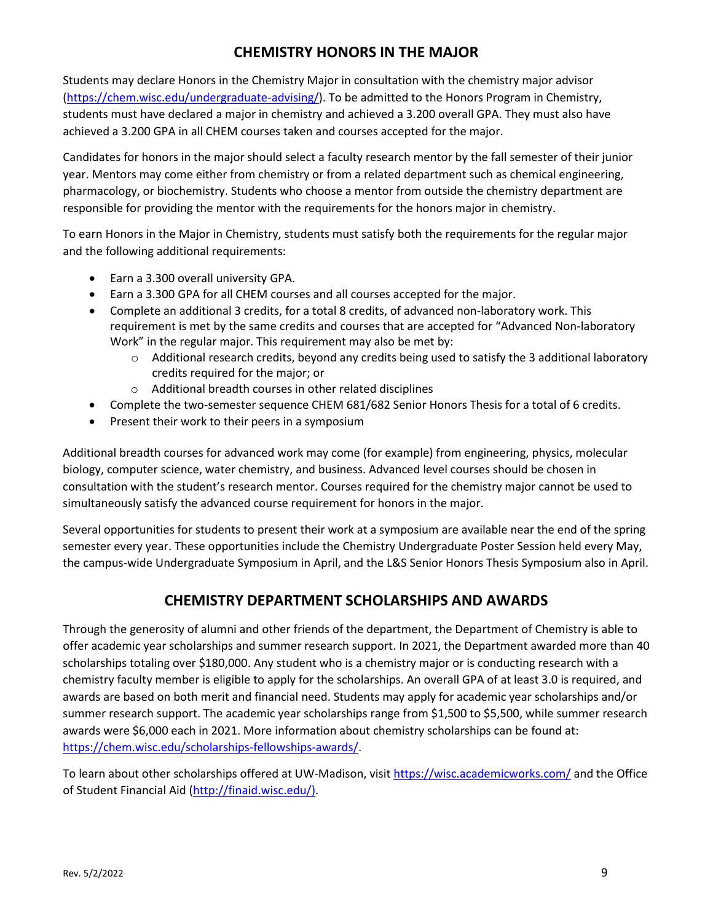## CHEMISTRY HONORS IN THE MAJOR

Students may declare Honors in the Chemistry Major in consultation with the chemistry major advisor (https://chem.wisc.edu/undergraduate-advising/). To be admitted to the Honors Program in Chemistry, students must have declared a major in chemistry and achieved a 3.200 overall GPA. They must also have achieved a 3.200 GPA in all CHEM courses taken and courses accepted for the major.

Candidates for honors in the major should select a faculty research mentor by the fall semester of their junior year. Mentors may come either from chemistry or from a related department such as chemical engineering, pharmacology, or biochemistry. Students who choose a mentor from outside the chemistry department are responsible for providing the mentor with the requirements for the honors major in chemistry.

To earn Honors in the Major in Chemistry, students must satisfy both the requirements for the regular major and the following additional requirements:

- Earn a 3.300 overall university GPA.
- Earn a 3.300 GPA for all CHEM courses and all courses accepted for the major.
- Complete an additional 3 credits, for a total 8 credits, of advanced non-laboratory work. This requirement is met by the same credits and courses that are accepted for "Advanced Non-laboratory Work" in the regular major. This requirement may also be met by:
  - Additional research credits, beyond any credits being used to satisfy the 3 additional laboratory credits required for the major; or
  - Additional breadth courses in other related disciplines
- Complete the two-semester sequence CHEM 681/682 Senior Honors Thesis for a total of 6 credits.
- Present their work to their peers in a symposium

Additional breadth courses for advanced work may come (for example) from engineering, physics, molecular biology, computer science, water chemistry, and business. Advanced level courses should be chosen in consultation with the student's research mentor. Courses required for the chemistry major cannot be used to simultaneously satisfy the advanced course requirement for honors in the major.

Several opportunities for students to present their work at a symposium are available near the end of the spring semester every year. These opportunities include the Chemistry Undergraduate Poster Session held every May, the campus-wide Undergraduate Symposium in April, and the L&S Senior Honors Thesis Symposium also in April.

## CHEMISTRY DEPARTMENT SCHOLARSHIPS AND AWARDS

Through the generosity of alumni and other friends of the department, the Department of Chemistry is able to offer academic year scholarships and summer research support. In 2021, the Department awarded more than 40 scholarships totaling over $180,000. Any student who is a chemistry major or is conducting research with a chemistry faculty member is eligible to apply for the scholarships. An overall GPA of at least 3.0 is required, and awards are based on both merit and financial need. Students may apply for academic year scholarships and/or summer research support. The academic year scholarships range from $1,500 to $5,500, while summer research awards were $6,000 each in 2021. More information about chemistry scholarships can be found at: https://chem.wisc.edu/scholarships-fellowships-awards/.

To learn about other scholarships offered at UW-Madison, visit https://wisc.academicworks.com/ and the Office of Student Financial Aid (http://finaid.wisc.edu/).

Rev. 5/2/2022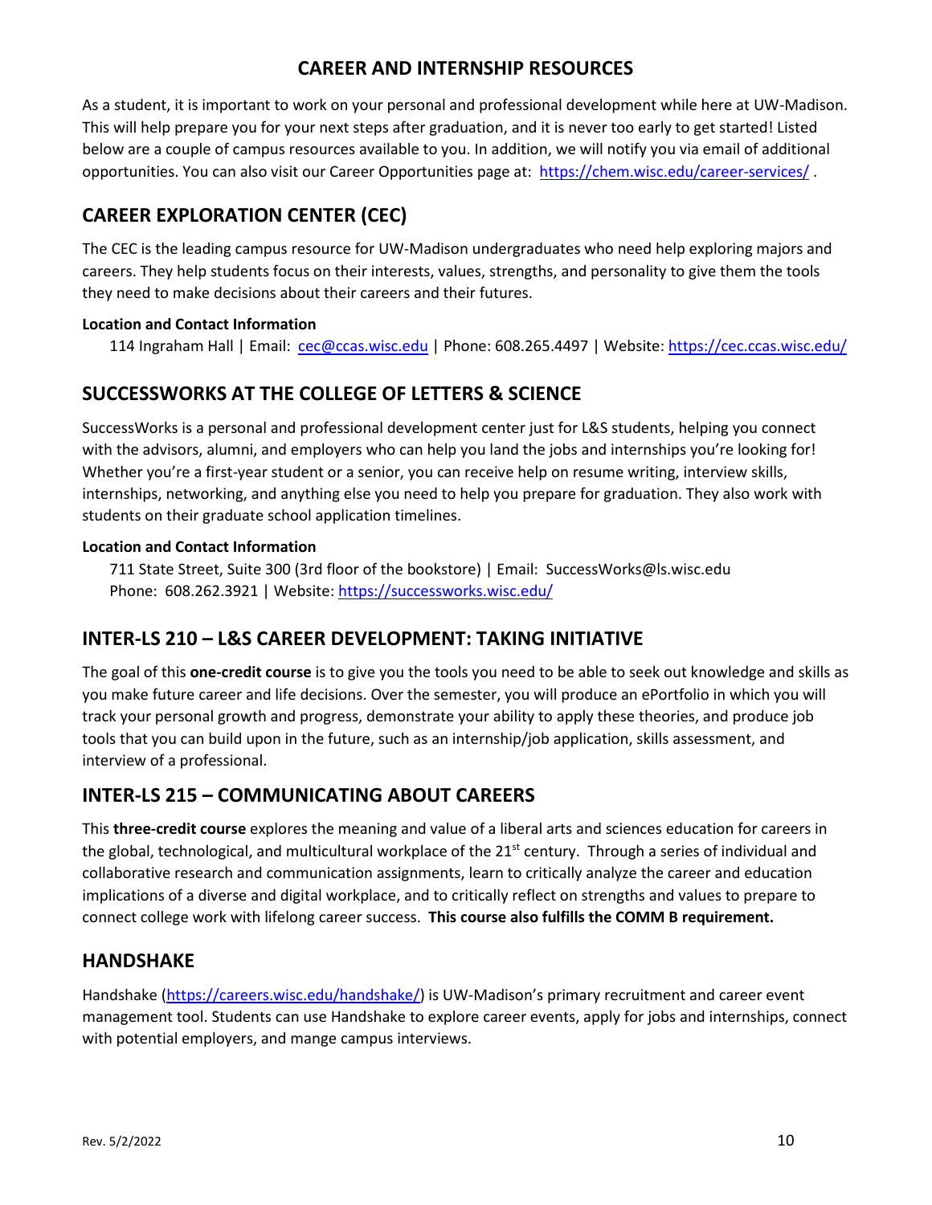# CAREER AND INTERNSHIP RESOURCES

As a student, it is important to work on your personal and professional development while here at UW-Madison. This will help prepare you for your next steps after graduation, and it is never too early to get started! Listed below are a couple of campus resources available to you. In addition, we will notify you via email of additional opportunities. You can also visit our Career Opportunities page at: https://chem.wisc.edu/career-services/ .

## CAREER EXPLORATION CENTER (CEC)

The CEC is the leading campus resource for UW-Madison undergraduates who need help exploring majors and careers. They help students focus on their interests, values, strengths, and personality to give them the tools they need to make decisions about their careers and their futures.

**Location and Contact Information**

114 Ingraham Hall | Email: cec@ccas.wisc.edu | Phone: 608.265.4497 | Website: https://cec.ccas.wisc.edu/

## SUCCESSWORKS AT THE COLLEGE OF LETTERS & SCIENCE

SuccessWorks is a personal and professional development center just for L&S students, helping you connect with the advisors, alumni, and employers who can help you land the jobs and internships you're looking for! Whether you're a first-year student or a senior, you can receive help on resume writing, interview skills, internships, networking, and anything else you need to help you prepare for graduation. They also work with students on their graduate school application timelines.

**Location and Contact Information**

711 State Street, Suite 300 (3rd floor of the bookstore) | Email: SuccessWorks@ls.wisc.edu
Phone: 608.262.3921 | Website: https://successworks.wisc.edu/

## INTER-LS 210 – L&S CAREER DEVELOPMENT: TAKING INITIATIVE

The goal of this **one-credit course** is to give you the tools you need to be able to seek out knowledge and skills as you make future career and life decisions. Over the semester, you will produce an ePortfolio in which you will track your personal growth and progress, demonstrate your ability to apply these theories, and produce job tools that you can build upon in the future, such as an internship/job application, skills assessment, and interview of a professional.

## INTER-LS 215 – COMMUNICATING ABOUT CAREERS

This **three-credit course** explores the meaning and value of a liberal arts and sciences education for careers in the global, technological, and multicultural workplace of the 21st century. Through a series of individual and collaborative research and communication assignments, learn to critically analyze the career and education implications of a diverse and digital workplace, and to critically reflect on strengths and values to prepare to connect college work with lifelong career success. **This course also fulfills the COMM B requirement.**

## HANDSHAKE

Handshake (https://careers.wisc.edu/handshake/) is UW-Madison's primary recruitment and career event management tool. Students can use Handshake to explore career events, apply for jobs and internships, connect with potential employers, and mange campus interviews.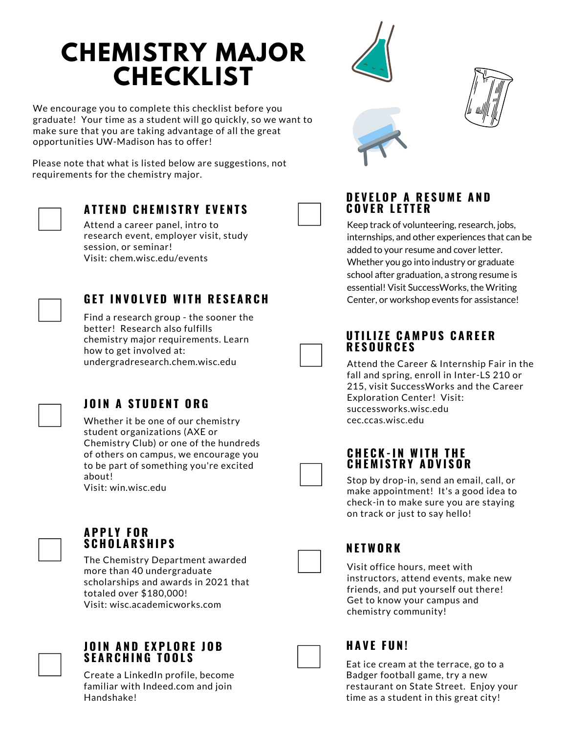# CHEMISTRY MAJOR CHECKLIST

We encourage you to complete this checklist before you graduate! Your time as a student will go quickly, so we want to make sure that you are taking advantage of all the great opportunities UW-Madison has to offer!

Please note that what is listed below are suggestions, not requirements for the chemistry major.

- [ ] **ATTEND CHEMISTRY EVENTS**

  Attend a career panel, intro to research event, employer visit, study session, or seminar!
  Visit: chem.wisc.edu/events

- [ ] **GET INVOLVED WITH RESEARCH**

  Find a research group - the sooner the better! Research also fulfills chemistry major requirements. Learn how to get involved at: undergradresearch.chem.wisc.edu

- [ ] **JOIN A STUDENT ORG**

  Whether it be one of our chemistry student organizations (AXE or Chemistry Club) or one of the hundreds of others on campus, we encourage you to be part of something you're excited about!
  Visit: win.wisc.edu

- [ ] **APPLY FOR SCHOLARSHIPS**

  The Chemistry Department awarded more than 40 undergraduate scholarships and awards in 2021 that totaled over $180,000!
  Visit: wisc.academicworks.com

- [ ] **JOIN AND EXPLORE JOB SEARCHING TOOLS**

  Create a LinkedIn profile, become familiar with Indeed.com and join Handshake!

- [ ] **DEVELOP A RESUME AND COVER LETTER**

  Keep track of volunteering, research, jobs, internships, and other experiences that can be added to your resume and cover letter. Whether you go into industry or graduate school after graduation, a strong resume is essential! Visit SuccessWorks, the Writing Center, or workshop events for assistance!

- [ ] **UTILIZE CAMPUS CAREER RESOURCES**

  Attend the Career & Internship Fair in the fall and spring, enroll in Inter-LS 210 or 215, visit SuccessWorks and the Career Exploration Center! Visit:
  successworks.wisc.edu
  cec.ccas.wisc.edu

- [ ] **CHECK-IN WITH THE CHEMISTRY ADVISOR**

  Stop by drop-in, send an email, call, or make appointment! It's a good idea to check-in to make sure you are staying on track or just to say hello!

- [ ] **NETWORK**

  Visit office hours, meet with instructors, attend events, make new friends, and put yourself out there! Get to know your campus and chemistry community!

- [ ] **HAVE FUN!**

  Eat ice cream at the terrace, go to a Badger football game, try a new restaurant on State Street. Enjoy your time as a student in this great city!